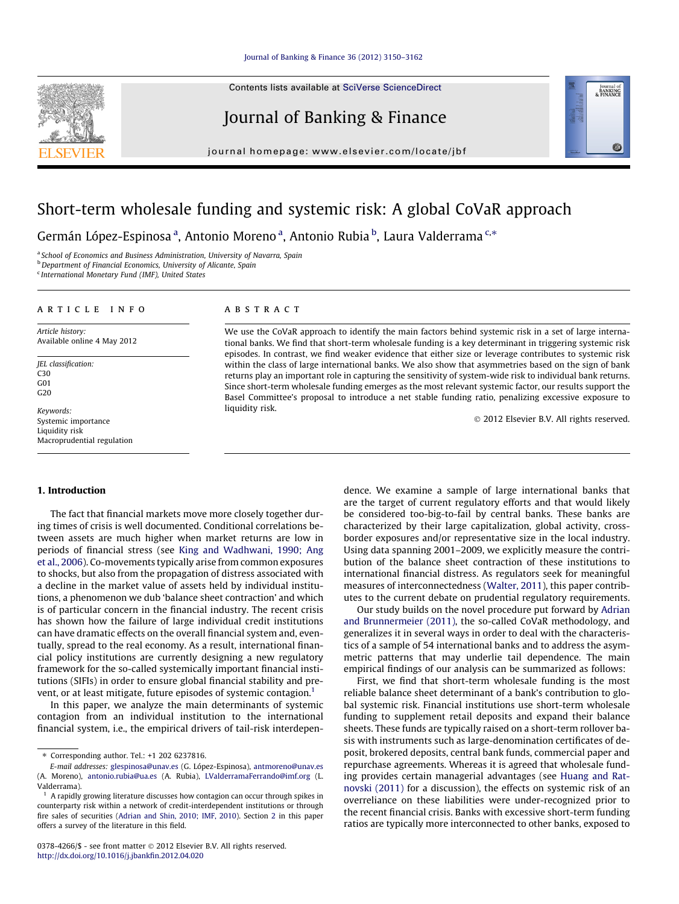Contents lists available at SciVerse ScienceDirect

# Journal of Banking & Finance

journal homepage: www.elsevier.com/locate/jbf

# Short-term wholesale funding and systemic risk: A global CoVaR approach

Germán López-Espinosa [a], Antonio Moreno [a], Antonio Rubia [b], Laura Valderrama [c,*]

[a] School of Economics and Business Administration, University of Navarra, Spain
[b] Department of Financial Economics, University of Alicante, Spain
[c] International Monetary Fund (IMF), United States

## ARTICLE INFO

*Article history:*
Available online 4 May 2012

*JEL classification:*
C30
G01
G20

*Keywords:*
Systemic importance
Liquidity risk
Macroprudential regulation

## ABSTRACT

We use the CoVaR approach to identify the main factors behind systemic risk in a set of large international banks. We find that short-term wholesale funding is a key determinant in triggering systemic risk episodes. In contrast, we find weaker evidence that either size or leverage contributes to systemic risk within the class of large international banks. We also show that asymmetries based on the sign of bank returns play an important role in capturing the sensitivity of system-wide risk to individual bank returns. Since short-term wholesale funding emerges as the most relevant systemic factor, our results support the Basel Committee's proposal to introduce a net stable funding ratio, penalizing excessive exposure to liquidity risk.

© 2012 Elsevier B.V. All rights reserved.

## 1. Introduction

The fact that financial markets move more closely together during times of crisis is well documented. Conditional correlations between assets are much higher when market returns are low in periods of financial stress (see King and Wadhwani, 1990; Ang et al., 2006). Co-movements typically arise from common exposures to shocks, but also from the propagation of distress associated with a decline in the market value of assets held by individual institutions, a phenomenon we dub 'balance sheet contraction' and which is of particular concern in the financial industry. The recent crisis has shown how the failure of large individual credit institutions can have dramatic effects on the overall financial system and, eventually, spread to the real economy. As a result, international financial policy institutions are currently designing a new regulatory framework for the so-called systemically important financial institutions (SIFIs) in order to ensure global financial stability and prevent, or at least mitigate, future episodes of systemic contagion.[1]

In this paper, we analyze the main determinants of systemic contagion from an individual institution to the international financial system, i.e., the empirical drivers of tail-risk interdependence. We examine a sample of large international banks that are the target of current regulatory efforts and that would likely be considered too-big-to-fail by central banks. These banks are characterized by their large capitalization, global activity, cross-border exposures and/or representative size in the local industry. Using data spanning 2001–2009, we explicitly measure the contribution of the balance sheet contraction of these institutions to international financial distress. As regulators seek for meaningful measures of interconnectedness (Walter, 2011), this paper contributes to the current debate on prudential regulatory requirements.

Our study builds on the novel procedure put forward by Adrian and Brunnermeier (2011), the so-called CoVaR methodology, and generalizes it in several ways in order to deal with the characteristics of a sample of 54 international banks and to address the asymmetric patterns that may underlie tail dependence. The main empirical findings of our analysis can be summarized as follows:

First, we find that short-term wholesale funding is the most reliable balance sheet determinant of a bank's contribution to global systemic risk. Financial institutions use short-term wholesale funding to supplement retail deposits and expand their balance sheets. These funds are typically raised on a short-term rollover basis with instruments such as large-denomination certificates of deposit, brokered deposits, central bank funds, commercial paper and repurchase agreements. Whereas it is agreed that wholesale funding provides certain managerial advantages (see Huang and Ratnovski (2011) for a discussion), the effects on systemic risk of an overreliance on these liabilities were under-recognized prior to the recent financial crisis. Banks with excessive short-term funding ratios are typically more interconnected to other banks, exposed to

---

* Corresponding author. Tel.: +1 202 6237816.
*E-mail addresses:* glespinosa@unav.es (G. López-Espinosa), antmoreno@unav.es (A. Moreno), antonio.rubia@ua.es (A. Rubia), LValderramaFerrando@imf.org (L. Valderrama).

[1] A rapidly growing literature discusses how contagion can occur through spikes in counterparty risk within a network of credit-interdependent institutions or through fire sales of securities (Adrian and Shin, 2010; IMF, 2010). Section 2 in this paper offers a survey of the literature in this field.

0378-4266/$ - see front matter © 2012 Elsevier B.V. All rights reserved.
http://dx.doi.org/10.1016/j.jbankfin.2012.04.020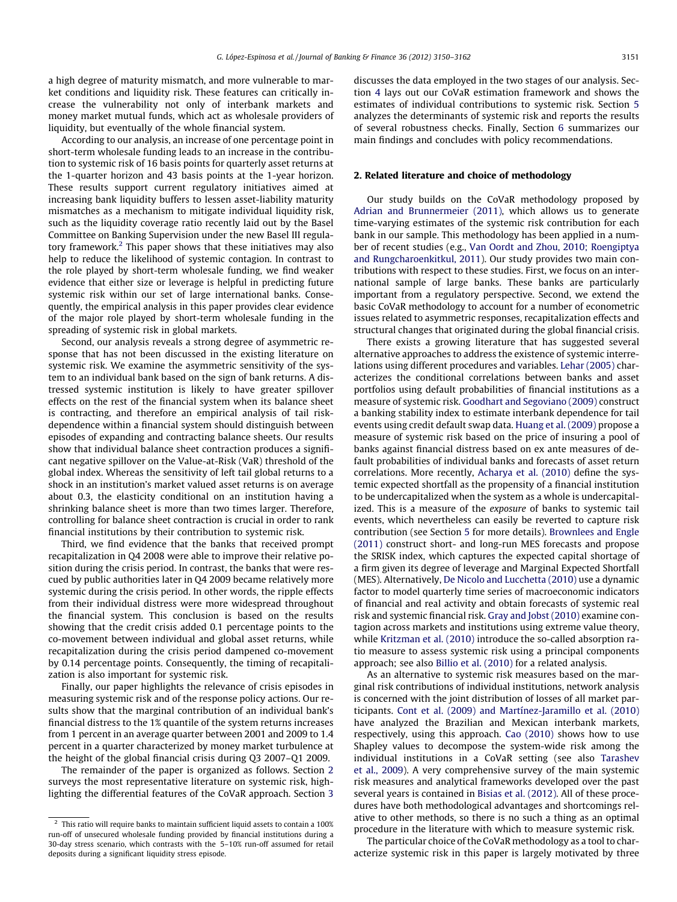a high degree of maturity mismatch, and more vulnerable to market conditions and liquidity risk. These features can critically increase the vulnerability not only of interbank markets and money market mutual funds, which act as wholesale providers of liquidity, but eventually of the whole financial system.

According to our analysis, an increase of one percentage point in short-term wholesale funding leads to an increase in the contribution to systemic risk of 16 basis points for quarterly asset returns at the 1-quarter horizon and 43 basis points at the 1-year horizon. These results support current regulatory initiatives aimed at increasing bank liquidity buffers to lessen asset-liability maturity mismatches as a mechanism to mitigate individual liquidity risk, such as the liquidity coverage ratio recently laid out by the Basel Committee on Banking Supervision under the new Basel III regulatory framework.[2] This paper shows that these initiatives may also help to reduce the likelihood of systemic contagion. In contrast to the role played by short-term wholesale funding, we find weaker evidence that either size or leverage is helpful in predicting future systemic risk within our set of large international banks. Consequently, the empirical analysis in this paper provides clear evidence of the major role played by short-term wholesale funding in the spreading of systemic risk in global markets.

Second, our analysis reveals a strong degree of asymmetric response that has not been discussed in the existing literature on systemic risk. We examine the asymmetric sensitivity of the system to an individual bank based on the sign of bank returns. A distressed systemic institution is likely to have greater spillover effects on the rest of the financial system when its balance sheet is contracting, and therefore an empirical analysis of tail risk-dependence within a financial system should distinguish between episodes of expanding and contracting balance sheets. Our results show that individual balance sheet contraction produces a significant negative spillover on the Value-at-Risk (VaR) threshold of the global index. Whereas the sensitivity of left tail global returns to a shock in an institution's market valued asset returns is on average about 0.3, the elasticity conditional on an institution having a shrinking balance sheet is more than two times larger. Therefore, controlling for balance sheet contraction is crucial in order to rank financial institutions by their contribution to systemic risk.

Third, we find evidence that the banks that received prompt recapitalization in Q4 2008 were able to improve their relative position during the crisis period. In contrast, the banks that were rescued by public authorities later in Q4 2009 became relatively more systemic during the crisis period. In other words, the ripple effects from their individual distress were more widespread throughout the financial system. This conclusion is based on the results showing that the credit crisis added 0.1 percentage points to the co-movement between individual and global asset returns, while recapitalization during the crisis period dampened co-movement by 0.14 percentage points. Consequently, the timing of recapitalization is also important for systemic risk.

Finally, our paper highlights the relevance of crisis episodes in measuring systemic risk and of the response policy actions. Our results show that the marginal contribution of an individual bank's financial distress to the 1% quantile of the system returns increases from 1 percent in an average quarter between 2001 and 2009 to 1.4 percent in a quarter characterized by money market turbulence at the height of the global financial crisis during Q3 2007–Q1 2009.

The remainder of the paper is organized as follows. Section 2 surveys the most representative literature on systemic risk, highlighting the differential features of the CoVaR approach. Section 3 discusses the data employed in the two stages of our analysis. Section 4 lays out our CoVaR estimation framework and shows the estimates of individual contributions to systemic risk. Section 5 analyzes the determinants of systemic risk and reports the results of several robustness checks. Finally, Section 6 summarizes our main findings and concludes with policy recommendations.

## 2. Related literature and choice of methodology

Our study builds on the CoVaR methodology proposed by Adrian and Brunnermeier (2011), which allows us to generate time-varying estimates of the systemic risk contribution for each bank in our sample. This methodology has been applied in a number of recent studies (e.g., Van Oordt and Zhou, 2010; Roengiptya and Rungcharoenkitkul, 2011). Our study provides two main contributions with respect to these studies. First, we focus on an international sample of large banks. These banks are particularly important from a regulatory perspective. Second, we extend the basic CoVaR methodology to account for a number of econometric issues related to asymmetric responses, recapitalization effects and structural changes that originated during the global financial crisis.

There exists a growing literature that has suggested several alternative approaches to address the existence of systemic interrelations using different procedures and variables. Lehar (2005) characterizes the conditional correlations between banks and asset portfolios using default probabilities of financial institutions as a measure of systemic risk. Goodhart and Segoviano (2009) construct a banking stability index to estimate interbank dependence for tail events using credit default swap data. Huang et al. (2009) propose a measure of systemic risk based on the price of insuring a pool of banks against financial distress based on ex ante measures of default probabilities of individual banks and forecasts of asset return correlations. More recently, Acharya et al. (2010) define the systemic expected shortfall as the propensity of a financial institution to be undercapitalized when the system as a whole is undercapitalized. This is a measure of the *exposure* of banks to systemic tail events, which nevertheless can easily be reverted to capture risk contribution (see Section 5 for more details). Brownlees and Engle (2011) construct short- and long-run MES forecasts and propose the SRISK index, which captures the expected capital shortage of a firm given its degree of leverage and Marginal Expected Shortfall (MES). Alternatively, De Nicolo and Lucchetta (2010) use a dynamic factor to model quarterly time series of macroeconomic indicators of financial and real activity and obtain forecasts of systemic real risk and systemic financial risk. Gray and Jobst (2010) examine contagion across markets and institutions using extreme value theory, while Kritzman et al. (2010) introduce the so-called absorption ratio measure to assess systemic risk using a principal components approach; see also Billio et al. (2010) for a related analysis.

As an alternative to systemic risk measures based on the marginal risk contributions of individual institutions, network analysis is concerned with the joint distribution of losses of all market participants. Cont et al. (2009) and Martínez-Jaramillo et al. (2010) have analyzed the Brazilian and Mexican interbank markets, respectively, using this approach. Cao (2010) shows how to use Shapley values to decompose the system-wide risk among the individual institutions in a CoVaR setting (see also Tarashev et al., 2009). A very comprehensive survey of the main systemic risk measures and analytical frameworks developed over the past several years is contained in Bisias et al. (2012). All of these procedures have both methodological advantages and shortcomings relative to other methods, so there is no such a thing as an optimal procedure in the literature with which to measure systemic risk.

The particular choice of the CoVaR methodology as a tool to characterize systemic risk in this paper is largely motivated by three

[2] This ratio will require banks to maintain sufficient liquid assets to contain a 100% run-off of unsecured wholesale funding provided by financial institutions during a 30-day stress scenario, which contrasts with the 5–10% run-off assumed for retail deposits during a significant liquidity stress episode.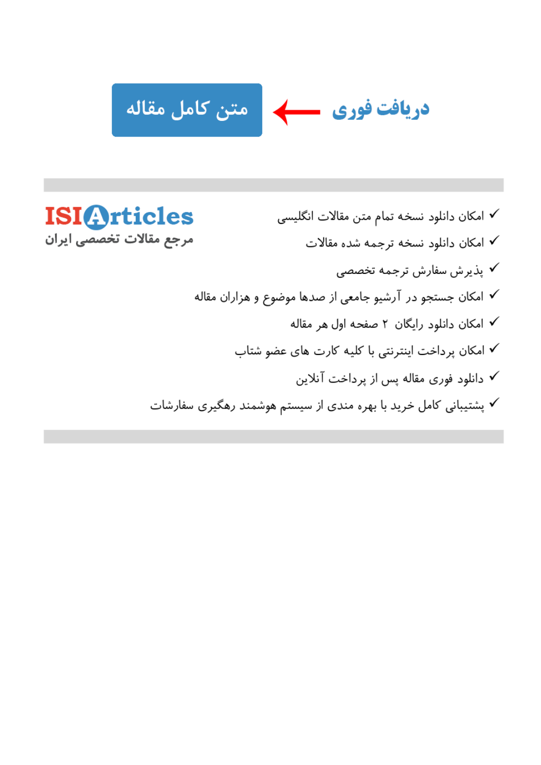دریافت فوری ← متن کامل مقاله

**ISIArticles**
مرجع مقالات تخصصی ایران

- ✓ امکان دانلود نسخه تمام متن مقالات انگلیسی
- ✓ امکان دانلود نسخه ترجمه شده مقالات
- ✓ پذیرش سفارش ترجمه تخصصی
- ✓ امکان جستجو در آرشیو جامعی از صدها موضوع و هزاران مقاله
- ✓ امکان دانلود رایگان ۲ صفحه اول هر مقاله
- ✓ امکان پرداخت اینترنتی با کلیه کارت های عضو شتاب
- ✓ دانلود فوری مقاله پس از پرداخت آنلاین
- ✓ پشتیبانی کامل خرید با بهره مندی از سیستم هوشمند رهگیری سفارشات